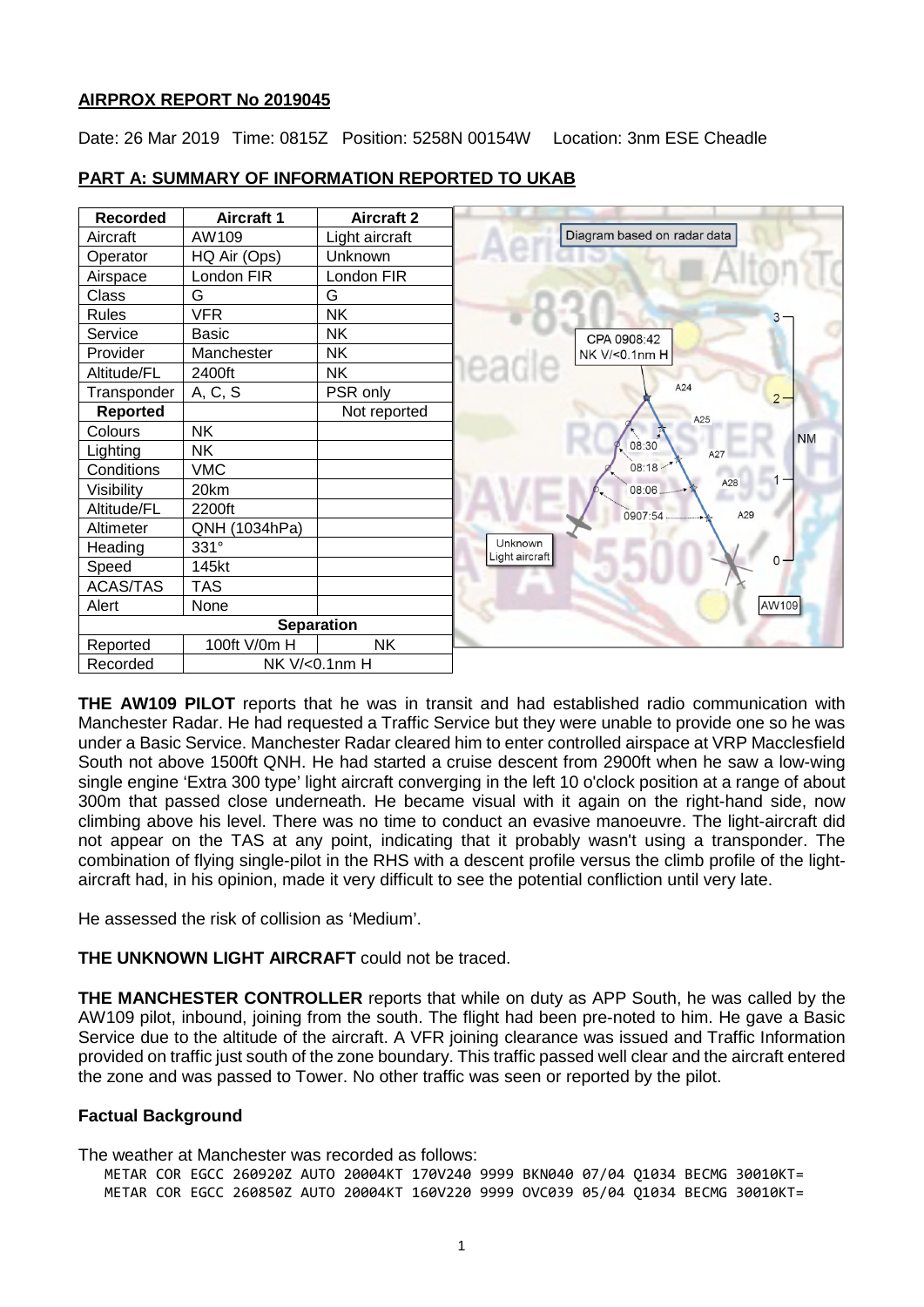## AIRPROX REPORT No 2019045

Date: 26 Mar 2019 Time: 0815Z Position: 5258N 00154W Location: 3nm ESE Cheadle

## PART A: SUMMARY OF INFORMATION REPORTED TO UKAB

| Recorded | Aircraft 1 | Aircraft 2 |
|---|---|---|
| Aircraft | AW109 | Light aircraft |
| Operator | HQ Air (Ops) | Unknown |
| Airspace | London FIR | London FIR |
| Class | G | G |
| Rules | VFR | NK |
| Service | Basic | NK |
| Provider | Manchester | NK |
| Altitude/FL | 2400ft | NK |
| Transponder | A, C, S | PSR only |
| **Reported** | | Not reported |
| Colours | NK | |
| Lighting | NK | |
| Conditions | VMC | |
| Visibility | 20km | |
| Altitude/FL | 2200ft | |
| Altimeter | QNH (1034hPa) | |
| Heading | 331° | |
| Speed | 145kt | |
| ACAS/TAS | TAS | |
| Alert | None | |
| **Separation** | | |
| Reported | 100ft V/0m H | NK |
| Recorded | NK V/<0.1nm H | |

Diagram based on radar data

**THE AW109 PILOT** reports that he was in transit and had established radio communication with Manchester Radar. He had requested a Traffic Service but they were unable to provide one so he was under a Basic Service. Manchester Radar cleared him to enter controlled airspace at VRP Macclesfield South not above 1500ft QNH. He had started a cruise descent from 2900ft when he saw a low-wing single engine 'Extra 300 type' light aircraft converging in the left 10 o'clock position at a range of about 300m that passed close underneath. He became visual with it again on the right-hand side, now climbing above his level. There was no time to conduct an evasive manoeuvre. The light-aircraft did not appear on the TAS at any point, indicating that it probably wasn't using a transponder. The combination of flying single-pilot in the RHS with a descent profile versus the climb profile of the light-aircraft had, in his opinion, made it very difficult to see the potential confliction until very late.

He assessed the risk of collision as 'Medium'.

**THE UNKNOWN LIGHT AIRCRAFT** could not be traced.

**THE MANCHESTER CONTROLLER** reports that while on duty as APP South, he was called by the AW109 pilot, inbound, joining from the south. The flight had been pre-noted to him. He gave a Basic Service due to the altitude of the aircraft. A VFR joining clearance was issued and Traffic Information provided on traffic just south of the zone boundary. This traffic passed well clear and the aircraft entered the zone and was passed to Tower. No other traffic was seen or reported by the pilot.

### Factual Background

The weather at Manchester was recorded as follows:

```
METAR COR EGCC 260920Z AUTO 20004KT 170V240 9999 BKN040 07/04 Q1034 BECMG 30010KT=
METAR COR EGCC 260850Z AUTO 20004KT 160V220 9999 OVC039 05/04 Q1034 BECMG 30010KT=
```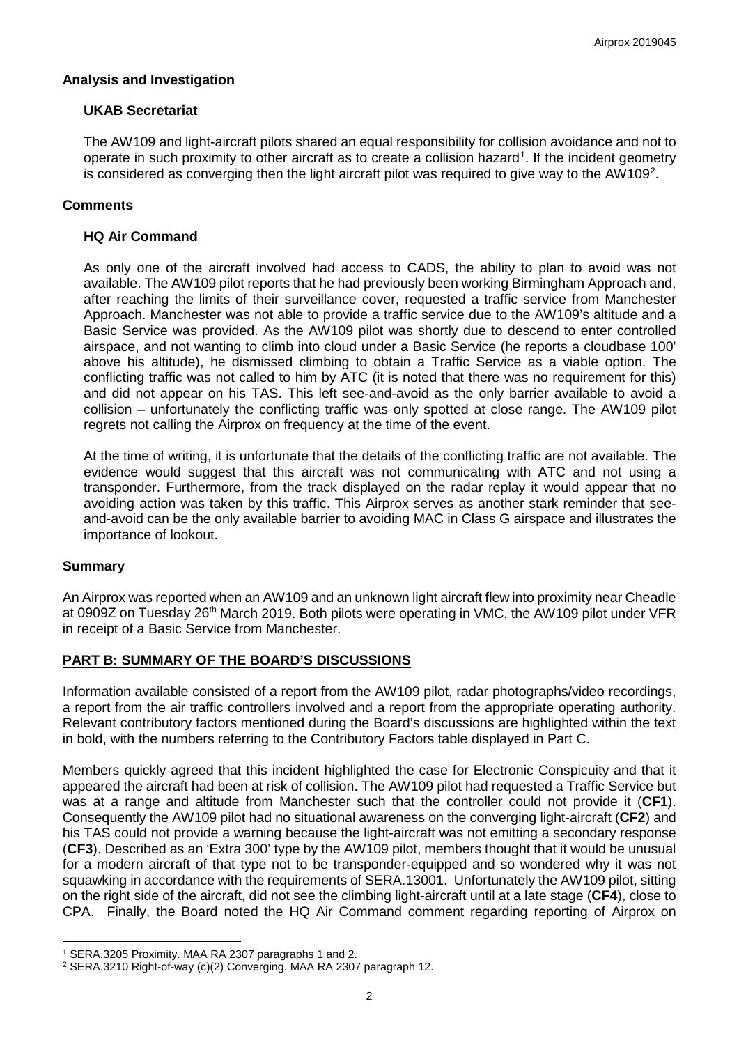## Analysis and Investigation

### UKAB Secretariat

The AW109 and light-aircraft pilots shared an equal responsibility for collision avoidance and not to operate in such proximity to other aircraft as to create a collision hazard[1]. If the incident geometry is considered as converging then the light aircraft pilot was required to give way to the AW109[2].

## Comments

### HQ Air Command

As only one of the aircraft involved had access to CADS, the ability to plan to avoid was not available. The AW109 pilot reports that he had previously been working Birmingham Approach and, after reaching the limits of their surveillance cover, requested a traffic service from Manchester Approach. Manchester was not able to provide a traffic service due to the AW109's altitude and a Basic Service was provided. As the AW109 pilot was shortly due to descend to enter controlled airspace, and not wanting to climb into cloud under a Basic Service (he reports a cloudbase 100' above his altitude), he dismissed climbing to obtain a Traffic Service as a viable option. The conflicting traffic was not called to him by ATC (it is noted that there was no requirement for this) and did not appear on his TAS. This left see-and-avoid as the only barrier available to avoid a collision – unfortunately the conflicting traffic was only spotted at close range. The AW109 pilot regrets not calling the Airprox on frequency at the time of the event.

At the time of writing, it is unfortunate that the details of the conflicting traffic are not available. The evidence would suggest that this aircraft was not communicating with ATC and not using a transponder. Furthermore, from the track displayed on the radar replay it would appear that no avoiding action was taken by this traffic. This Airprox serves as another stark reminder that see-and-avoid can be the only available barrier to avoiding MAC in Class G airspace and illustrates the importance of lookout.

## Summary

An Airprox was reported when an AW109 and an unknown light aircraft flew into proximity near Cheadle at 0909Z on Tuesday 26th March 2019. Both pilots were operating in VMC, the AW109 pilot under VFR in receipt of a Basic Service from Manchester.

## PART B: SUMMARY OF THE BOARD'S DISCUSSIONS

Information available consisted of a report from the AW109 pilot, radar photographs/video recordings, a report from the air traffic controllers involved and a report from the appropriate operating authority. Relevant contributory factors mentioned during the Board's discussions are highlighted within the text in bold, with the numbers referring to the Contributory Factors table displayed in Part C.

Members quickly agreed that this incident highlighted the case for Electronic Conspicuity and that it appeared the aircraft had been at risk of collision. The AW109 pilot had requested a Traffic Service but was at a range and altitude from Manchester such that the controller could not provide it (**CF1**). Consequently the AW109 pilot had no situational awareness on the converging light-aircraft (**CF2**) and his TAS could not provide a warning because the light-aircraft was not emitting a secondary response (**CF3**). Described as an 'Extra 300' type by the AW109 pilot, members thought that it would be unusual for a modern aircraft of that type not to be transponder-equipped and so wondered why it was not squawking in accordance with the requirements of SERA.13001. Unfortunately the AW109 pilot, sitting on the right side of the aircraft, did not see the climbing light-aircraft until at a late stage (**CF4**), close to CPA. Finally, the Board noted the HQ Air Command comment regarding reporting of Airprox on

---

[1] SERA.3205 Proximity. MAA RA 2307 paragraphs 1 and 2.

[2] SERA.3210 Right-of-way (c)(2) Converging. MAA RA 2307 paragraph 12.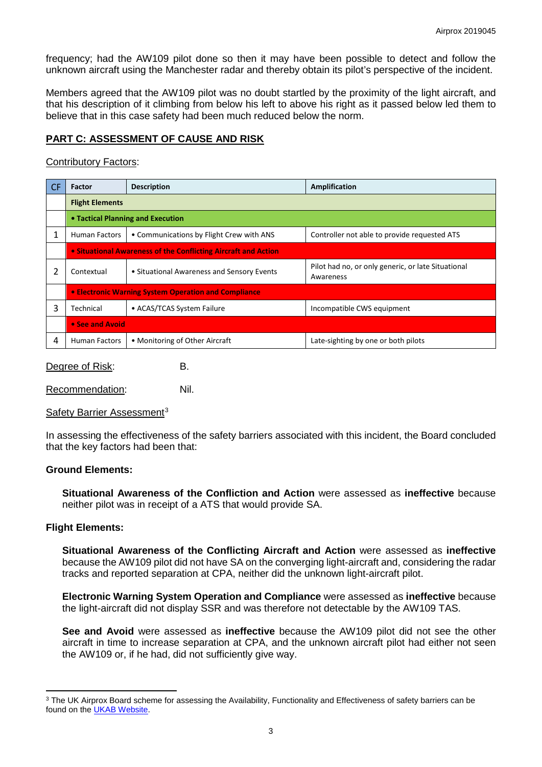frequency; had the AW109 pilot done so then it may have been possible to detect and follow the unknown aircraft using the Manchester radar and thereby obtain its pilot's perspective of the incident.

Members agreed that the AW109 pilot was no doubt startled by the proximity of the light aircraft, and that his description of it climbing from below his left to above his right as it passed below led them to believe that in this case safety had been much reduced below the norm.

## PART C: ASSESSMENT OF CAUSE AND RISK

Contributory Factors:

| CF | Factor | Description | Amplification |
|---|---|---|---|
| | **Flight Elements** | | |
| | **• Tactical Planning and Execution** | | |
| 1 | Human Factors | • Communications by Flight Crew with ANS | Controller not able to provide requested ATS |
| | **• Situational Awareness of the Conflicting Aircraft and Action** | | |
| 2 | Contextual | • Situational Awareness and Sensory Events | Pilot had no, or only generic, or late Situational Awareness |
| | **• Electronic Warning System Operation and Compliance** | | |
| 3 | Technical | • ACAS/TCAS System Failure | Incompatible CWS equipment |
| | **• See and Avoid** | | |
| 4 | Human Factors | • Monitoring of Other Aircraft | Late-sighting by one or both pilots |

Degree of Risk: B.

Recommendation: Nil.

Safety Barrier Assessment[3]

In assessing the effectiveness of the safety barriers associated with this incident, the Board concluded that the key factors had been that:

**Ground Elements:**

**Situational Awareness of the Confliction and Action** were assessed as **ineffective** because neither pilot was in receipt of a ATS that would provide SA.

**Flight Elements:**

**Situational Awareness of the Conflicting Aircraft and Action** were assessed as **ineffective** because the AW109 pilot did not have SA on the converging light-aircraft and, considering the radar tracks and reported separation at CPA, neither did the unknown light-aircraft pilot.

**Electronic Warning System Operation and Compliance** were assessed as **ineffective** because the light-aircraft did not display SSR and was therefore not detectable by the AW109 TAS.

**See and Avoid** were assessed as **ineffective** because the AW109 pilot did not see the other aircraft in time to increase separation at CPA, and the unknown aircraft pilot had either not seen the AW109 or, if he had, did not sufficiently give way.

[3] The UK Airprox Board scheme for assessing the Availability, Functionality and Effectiveness of safety barriers can be found on the UKAB Website.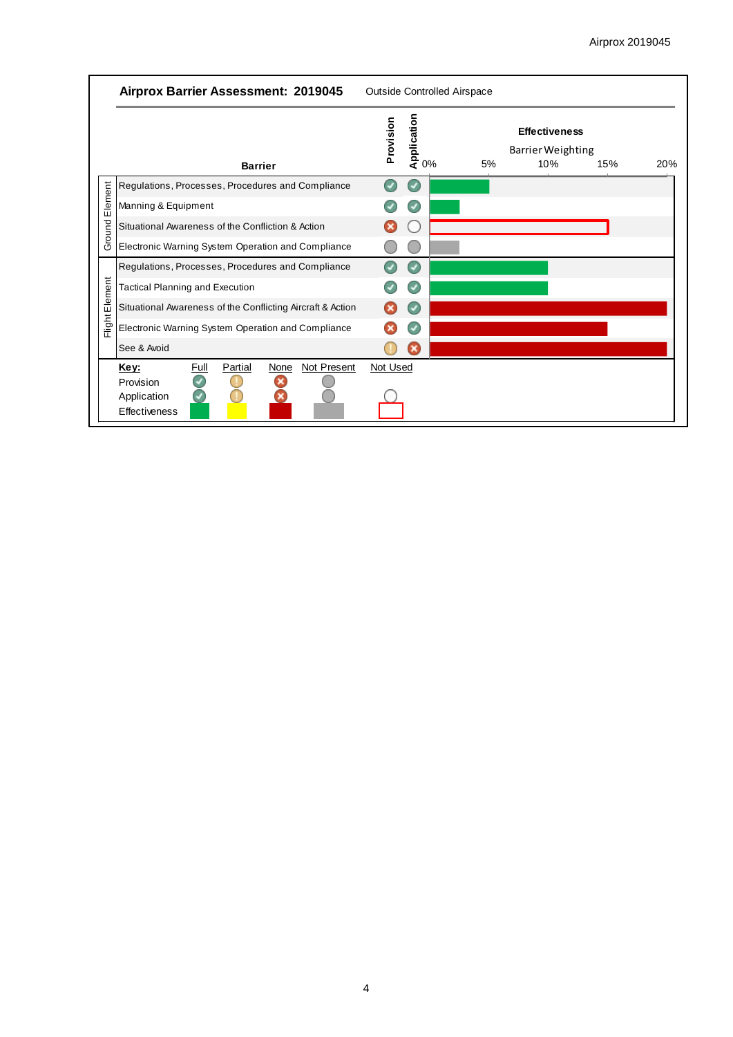**Airprox Barrier Assessment: 2019045** Outside Controlled Airspace

Barrier

Provision

Application

Effectiveness

Barrier Weighting

0% 5% 10% 15% 20%

Ground Element

Regulations, Processes, Procedures and Compliance

Manning & Equipment

Situational Awareness of the Confliction & Action

Electronic Warning System Operation and Compliance

Flight Element

Regulations, Processes, Procedures and Compliance

Tactical Planning and Execution

Situational Awareness of the Conflicting Aircraft & Action

Electronic Warning System Operation and Compliance

See & Avoid

**Key:** Full Partial None Not Present Not Used

Provision

Application

Effectiveness